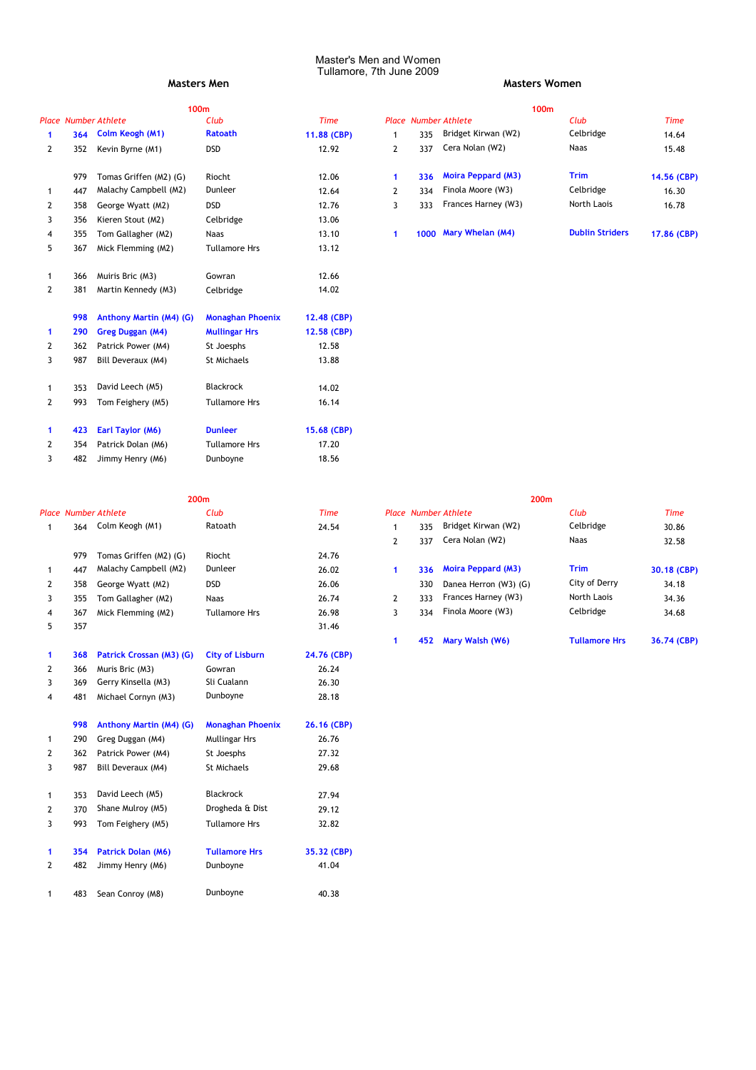# Master's Men and Women
Tullamore, 7th June 2009

## Masters Men

### 100m

| Place | Number | Athlete | Club | Time |
|---|---|---|---|---|
| **1** | **364** | **Colm Keogh (M1)** | **Ratoath** | **11.88 (CBP)** |
| 2 | 352 | Kevin Byrne (M1) | DSD | 12.92 |
| | | | | |
| | 979 | Tomas Griffen (M2) (G) | Riocht | 12.06 |
| 1 | 447 | Malachy Campbell (M2) | Dunleer | 12.64 |
| 2 | 358 | George Wyatt (M2) | DSD | 12.76 |
| 3 | 356 | Kieren Stout (M2) | Celbridge | 13.06 |
| 4 | 355 | Tom Gallagher (M2) | Naas | 13.10 |
| 5 | 367 | Mick Flemming (M2) | Tullamore Hrs | 13.12 |
| | | | | |
| 1 | 366 | Muiris Bric (M3) | Gowran | 12.66 |
| 2 | 381 | Martin Kennedy (M3) | Celbridge | 14.02 |
| | | | | |
| | **998** | **Anthony Martin (M4) (G)** | **Monaghan Phoenix** | **12.48 (CBP)** |
| **1** | **290** | **Greg Duggan (M4)** | **Mullingar Hrs** | **12.58 (CBP)** |
| 2 | 362 | Patrick Power (M4) | St Joesphs | 12.58 |
| 3 | 987 | Bill Deveraux (M4) | St Michaels | 13.88 |
| | | | | |
| 1 | 353 | David Leech (M5) | Blackrock | 14.02 |
| 2 | 993 | Tom Feighery (M5) | Tullamore Hrs | 16.14 |
| | | | | |
| **1** | **423** | **Earl Taylor (M6)** | **Dunleer** | **15.68 (CBP)** |
| 2 | 354 | Patrick Dolan (M6) | Tullamore Hrs | 17.20 |
| 3 | 482 | Jimmy Henry (M6) | Dunboyne | 18.56 |

### 200m

| Place | Number | Athlete | Club | Time |
|---|---|---|---|---|
| 1 | 364 | Colm Keogh (M1) | Ratoath | 24.54 |
| | | | | |
| | 979 | Tomas Griffen (M2) (G) | Riocht | 24.76 |
| 1 | 447 | Malachy Campbell (M2) | Dunleer | 26.02 |
| 2 | 358 | George Wyatt (M2) | DSD | 26.06 |
| 3 | 355 | Tom Gallagher (M2) | Naas | 26.74 |
| 4 | 367 | Mick Flemming (M2) | Tullamore Hrs | 26.98 |
| 5 | 357 | | | 31.46 |
| | | | | |
| **1** | **368** | **Patrick Crossan (M3) (G)** | **City of Lisburn** | **24.76 (CBP)** |
| 2 | 366 | Muris Bric (M3) | Gowran | 26.24 |
| 3 | 369 | Gerry Kinsella (M3) | Sli Cualann | 26.30 |
| 4 | 481 | Michael Cornyn (M3) | Dunboyne | 28.18 |
| | | | | |
| | **998** | **Anthony Martin (M4) (G)** | **Monaghan Phoenix** | **26.16 (CBP)** |
| 1 | 290 | Greg Duggan (M4) | Mullingar Hrs | 26.76 |
| 2 | 362 | Patrick Power (M4) | St Joesphs | 27.32 |
| 3 | 987 | Bill Deveraux (M4) | St Michaels | 29.68 |
| | | | | |
| 1 | 353 | David Leech (M5) | Blackrock | 27.94 |
| 2 | 370 | Shane Mulroy (M5) | Drogheda & Dist | 29.12 |
| 3 | 993 | Tom Feighery (M5) | Tullamore Hrs | 32.82 |
| | | | | |
| **1** | **354** | **Patrick Dolan (M6)** | **Tullamore Hrs** | **35.32 (CBP)** |
| 2 | 482 | Jimmy Henry (M6) | Dunboyne | 41.04 |
| | | | | |
| 1 | 483 | Sean Conroy (M8) | Dunboyne | 40.38 |

## Masters Women

### 100m

| Place | Number | Athlete | Club | Time |
|---|---|---|---|---|
| 1 | 335 | Bridget Kirwan (W2) | Celbridge | 14.64 |
| 2 | 337 | Cera Nolan (W2) | Naas | 15.48 |
| | | | | |
| **1** | **336** | **Moira Peppard (M3)** | **Trim** | **14.56 (CBP)** |
| 2 | 334 | Finola Moore (W3) | Celbridge | 16.30 |
| 3 | 333 | Frances Harney (W3) | North Laois | 16.78 |
| | | | | |
| **1** | **1000** | **Mary Whelan (M4)** | **Dublin Striders** | **17.86 (CBP)** |

### 200m

| Place | Number | Athlete | Club | Time |
|---|---|---|---|---|
| 1 | 335 | Bridget Kirwan (W2) | Celbridge | 30.86 |
| 2 | 337 | Cera Nolan (W2) | Naas | 32.58 |
| | | | | |
| **1** | **336** | **Moira Peppard (M3)** | **Trim** | **30.18 (CBP)** |
| | 330 | Danea Herron (W3) (G) | City of Derry | 34.18 |
| 2 | 333 | Frances Harney (W3) | North Laois | 34.36 |
| 3 | 334 | Finola Moore (W3) | Celbridge | 34.68 |
| | | | | |
| **1** | **452** | **Mary Walsh (W6)** | **Tullamore Hrs** | **36.74 (CBP)** |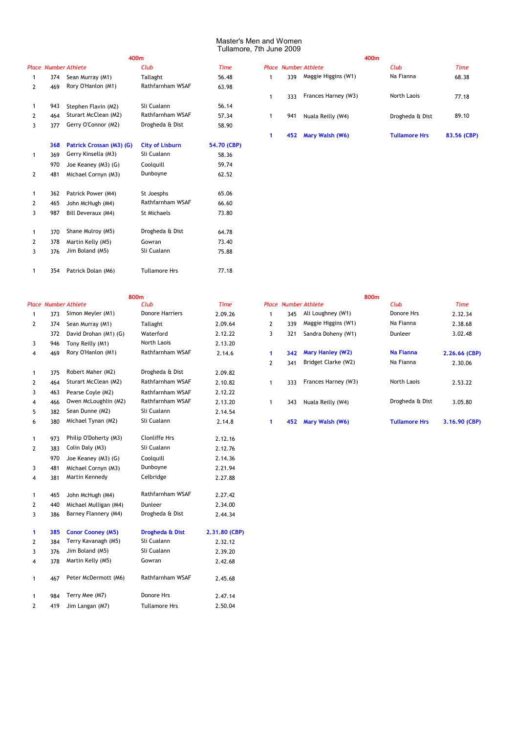# Master's Men and Women
## Tullamore, 7th June 2009

### 400m (Men)

| Place | Number | Athlete | Club | Time |
|---|---|---|---|---|
| 1 | 374 | Sean Murray (M1) | Tallaght | 56.48 |
| 2 | 469 | Rory O'Hanlon (M1) | Rathfarnham WSAF | 63.98 |
| | | | | |
| 1 | 943 | Stephen Flavin (M2) | Sli Cualann | 56.14 |
| 2 | 464 | Sturart McClean (M2) | Rathfarnham WSAF | 57.34 |
| 3 | 377 | Gerry O'Connor (M2) | Drogheda & Dist | 58.90 |
| | | | | |
| | **368** | **Patrick Crossan (M3) (G)** | **City of Lisburn** | **54.70 (CBP)** |
| 1 | 369 | Gerry Kinsella (M3) | Sli Cualann | 58.36 |
| | 970 | Joe Keaney (M3) (G) | Coolquill | 59.74 |
| 2 | 481 | Michael Cornyn (M3) | Dunboyne | 62.52 |
| | | | | |
| 1 | 362 | Patrick Power (M4) | St Joesphs | 65.06 |
| 2 | 465 | John McHugh (M4) | Rathfarnham WSAF | 66.60 |
| 3 | 987 | Bill Deveraux (M4) | St Michaels | 73.80 |
| | | | | |
| 1 | 370 | Shane Mulroy (M5) | Drogheda & Dist | 64.78 |
| 2 | 378 | Martin Kelly (M5) | Gowran | 73.40 |
| 3 | 376 | Jim Boland (M5) | Sli Cualann | 75.88 |
| | | | | |
| 1 | 354 | Patrick Dolan (M6) | Tullamore Hrs | 77.18 |

### 400m (Women)

| Place | Number | Athlete | Club | Time |
|---|---|---|---|---|
| 1 | 339 | Maggie Higgins (W1) | Na Fianna | 68.38 |
| | | | | |
| 1 | 333 | Frances Harney (W3) | North Laois | 77.18 |
| | | | | |
| 1 | 941 | Nuala Reilly (W4) | Drogheda & Dist | 89.10 |
| | | | | |
| **1** | **452** | **Mary Walsh (W6)** | **Tullamore Hrs** | **83.56 (CBP)** |

### 800m (Men)

| Place | Number | Athlete | Club | Time |
|---|---|---|---|---|
| 1 | 373 | Simon Meyler (M1) | Donore Harriers | 2.09.26 |
| 2 | 374 | Sean Murray (M1) | Tallaght | 2.09.64 |
| | 372 | David Drohan (M1) (G) | Waterford | 2.12.22 |
| 3 | 946 | Tony Reilly (M1) | North Laois | 2.13.20 |
| 4 | 469 | Rory O'Hanlon (M1) | Rathfarnham WSAF | 2.14.6 |
| | | | | |
| 1 | 375 | Robert Maher (M2) | Drogheda & Dist | 2.09.82 |
| 2 | 464 | Sturart McClean (M2) | Rathfarnham WSAF | 2.10.82 |
| 3 | 463 | Pearse Coyle (M2) | Rathfarnham WSAF | 2.12.22 |
| 4 | 466 | Owen McLoughlin (M2) | Rathfarnham WSAF | 2.13.20 |
| 5 | 382 | Sean Dunne (M2) | Sli Cualann | 2.14.54 |
| 6 | 380 | Michael Tynan (M2) | Sli Cualann | 2.14.8 |
| | | | | |
| 1 | 973 | Philip O'Doherty (M3) | Clonliffe Hrs | 2.12.16 |
| 2 | 383 | Colin Daly (M3) | Sli Cualann | 2.12.76 |
| | 970 | Joe Keaney (M3) (G) | Coolquill | 2.14.36 |
| 3 | 481 | Michael Cornyn (M3) | Dunboyne | 2.21.94 |
| 4 | 381 | Martin Kennedy | Celbridge | 2.27.88 |
| | | | | |
| 1 | 465 | John McHugh (M4) | Rathfarnham WSAF | 2.27.42 |
| 2 | 440 | Michael Mulligan (M4) | Dunleer | 2.34.00 |
| 3 | 386 | Barney Flannery (M4) | Drogheda & Dist | 2.44.34 |
| | | | | |
| **1** | **385** | **Conor Cooney (M5)** | **Drogheda & Dist** | **2.31.80 (CBP)** |
| 2 | 384 | Terry Kavanagh (M5) | Sli Cualann | 2.32.12 |
| 3 | 376 | Jim Boland (M5) | Sli Cualann | 2.39.20 |
| 4 | 378 | Martin Kelly (M5) | Gowran | 2.42.68 |
| | | | | |
| 1 | 467 | Peter McDermott (M6) | Rathfarnham WSAF | 2.45.68 |
| | | | | |
| 1 | 984 | Terry Mee (M7) | Donore Hrs | 2.47.14 |
| 2 | 419 | Jim Langan (M7) | Tullamore Hrs | 2.50.04 |

### 800m (Women)

| Place | Number | Athlete | Club | Time |
|---|---|---|---|---|
| 1 | 345 | Ali Loughney (W1) | Donore Hrs | 2.32.34 |
| 2 | 339 | Maggie Higgins (W1) | Na Fianna | 2.38.68 |
| 3 | 321 | Sandra Doheny (W1) | Dunleer | 3.02.48 |
| | | | | |
| **1** | **342** | **Mary Hanley (W2)** | **Na Fianna** | **2.26.66 (CBP)** |
| 2 | 341 | Bridget Clarke (W2) | Na Fianna | 2.30.06 |
| | | | | |
| 1 | 333 | Frances Harney (W3) | North Laois | 2.53.22 |
| | | | | |
| 1 | 343 | Nuala Reilly (W4) | Drogheda & Dist | 3.05.80 |
| | | | | |
| **1** | **452** | **Mary Walsh (W6)** | **Tullamore Hrs** | **3.16.90 (CBP)** |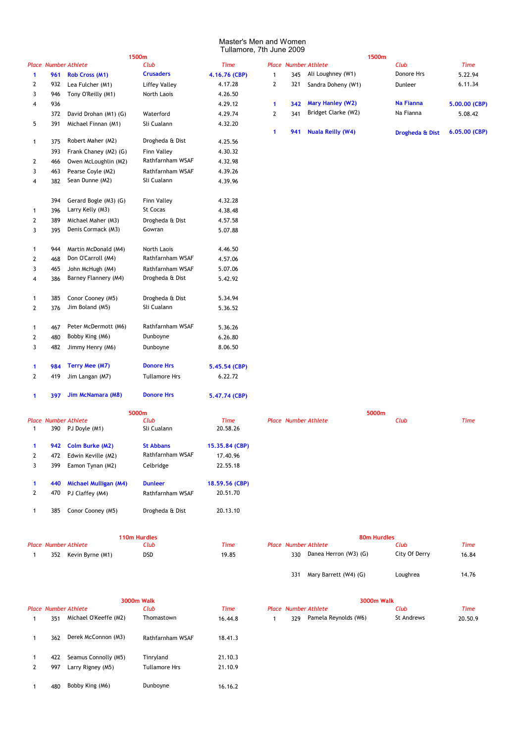# Master's Men and Women
## Tullamore, 7th June 2009

### 1500m (Men)

| Place | Number | Athlete | Club | Time |
|---|---|---|---|---|
| **1** | **961** | **Rob Cross (M1)** | **Crusaders** | **4.16.76 (CBP)** |
| 2 | 932 | Lea Fulcher (M1) | Liffey Valley | 4.17.28 |
| 3 | 946 | Tony O'Reilly (M1) | North Laois | 4.26.50 |
| 4 | 936 | | | 4.29.12 |
| | 372 | David Drohan (M1) (G) | Waterford | 4.29.74 |
| 5 | 391 | Michael Finnan (M1) | Sli Cualann | 4.32.20 |
| | | | | |
| 1 | 375 | Robert Maher (M2) | Drogheda & Dist | 4.25.56 |
| | 393 | Frank Chaney (M2) (G) | Finn Valley | 4.30.32 |
| 2 | 466 | Owen McLoughlin (M2) | Rathfarnham WSAF | 4.32.98 |
| 3 | 463 | Pearse Coyle (M2) | Rathfarnham WSAF | 4.39.26 |
| 4 | 382 | Sean Dunne (M2) | Sli Cualann | 4.39.96 |
| | | | | |
| | 394 | Gerard Bogle (M3) (G) | Finn Valley | 4.32.28 |
| 1 | 396 | Larry Kelly (M3) | St Cocas | 4.38.48 |
| 2 | 389 | Michael Maher (M3) | Drogheda & Dist | 4.57.58 |
| 3 | 395 | Denis Cormack (M3) | Gowran | 5.07.88 |
| | | | | |
| 1 | 944 | Martin McDonald (M4) | North Laois | 4.46.50 |
| 2 | 468 | Don O'Carroll (M4) | Rathfarnham WSAF | 4.57.06 |
| 3 | 465 | John McHugh (M4) | Rathfarnham WSAF | 5.07.06 |
| 4 | 386 | Barney Flannery (M4) | Drogheda & Dist | 5.42.92 |
| | | | | |
| 1 | 385 | Conor Cooney (M5) | Drogheda & Dist | 5.34.94 |
| 2 | 376 | Jim Boland (M5) | Sli Cualann | 5.36.52 |
| | | | | |
| 1 | 467 | Peter McDermott (M6) | Rathfarnham WSAF | 5.36.26 |
| 2 | 480 | Bobby King (M6) | Dunboyne | 6.26.80 |
| 3 | 482 | Jimmy Henry (M6) | Dunboyne | 8.06.50 |
| | | | | |
| **1** | **984** | **Terry Mee (M7)** | **Donore Hrs** | **5.45.54 (CBP)** |
| 2 | 419 | Jim Langan (M7) | Tullamore Hrs | 6.22.72 |
| | | | | |
| **1** | **397** | **Jim McNamara (M8)** | **Donore Hrs** | **5.47.74 (CBP)** |

### 1500m (Women)

| Place | Number | Athlete | Club | Time |
|---|---|---|---|---|
| 1 | 345 | Ali Loughney (W1) | Donore Hrs | 5.22.94 |
| 2 | 321 | Sandra Doheny (W1) | Dunleer | 6.11.34 |
| | | | | |
| **1** | **342** | **Mary Hanley (W2)** | **Na Fianna** | **5.00.00 (CBP)** |
| 2 | 341 | Bridget Clarke (W2) | Na Fianna | 5.08.42 |
| | | | | |
| **1** | **941** | **Nuala Reilly (W4)** | **Drogheda & Dist** | **6.05.00 (CBP)** |

### 5000m (Men)

| Place | Number | Athlete | Club | Time |
|---|---|---|---|---|
| 1 | 390 | PJ Doyle (M1) | Sli Cualann | 20.58.26 |
| | | | | |
| **1** | **942** | **Colm Burke (M2)** | **St Abbans** | **15.35.84 (CBP)** |
| 2 | 472 | Edwin Keville (M2) | Rathfarnham WSAF | 17.40.96 |
| 3 | 399 | Eamon Tynan (M2) | Celbridge | 22.55.18 |
| | | | | |
| **1** | **440** | **Michael Mulligan (M4)** | **Dunleer** | **18.59.56 (CBP)** |
| 2 | 470 | PJ Claffey (M4) | Rathfarnham WSAF | 20.51.70 |
| | | | | |
| 1 | 385 | Conor Cooney (M5) | Drogheda & Dist | 20.13.10 |

### 5000m (Women)

| Place | Number | Athlete | Club | Time |
|---|---|---|---|---|

### 110m Hurdles

| Place | Number | Athlete | Club | Time |
|---|---|---|---|---|
| 1 | 352 | Kevin Byrne (M1) | DSD | 19.85 |

### 80m Hurdles

| Place | Number | Athlete | Club | Time |
|---|---|---|---|---|
| | 330 | Danea Herron (W3) (G) | City Of Derry | 16.84 |
| | 331 | Mary Barrett (W4) (G) | Loughrea | 14.76 |

### 3000m Walk (Men)

| Place | Number | Athlete | Club | Time |
|---|---|---|---|---|
| 1 | 351 | Michael O'Keeffe (M2) | Thomastown | 16.44.8 |
| | | | | |
| 1 | 362 | Derek McConnon (M3) | Rathfarnham WSAF | 18.41.3 |
| | | | | |
| 1 | 422 | Seamus Connolly (M5) | Tinryland | 21.10.3 |
| 2 | 997 | Larry Rigney (M5) | Tullamore Hrs | 21.10.9 |
| | | | | |
| 1 | 480 | Bobby King (M6) | Dunboyne | 16.16.2 |

### 3000m Walk (Women)

| Place | Number | Athlete | Club | Time |
|---|---|---|---|---|
| 1 | 329 | Pamela Reynolds (W6) | St Andrews | 20.50.9 |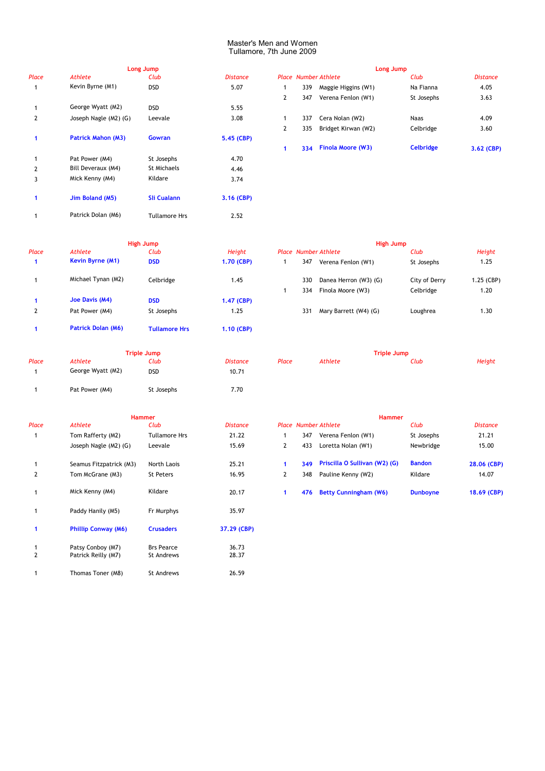# Master's Men and Women
Tullamore, 7th June 2009

## Long Jump (Men)

| Place | Athlete | Club | Distance |
|---|---|---|---|
| 1 | Kevin Byrne (M1) | DSD | 5.07 |
| 1 | George Wyatt (M2) | DSD | 5.55 |
| 2 | Joseph Nagle (M2) (G) | Leevale | 3.08 |
| **1** | **Patrick Mahon (M3)** | **Gowran** | **5.45 (CBP)** |
| 1 | Pat Power (M4) | St Josephs | 4.70 |
| 2 | Bill Deveraux (M4) | St Michaels | 4.46 |
| 3 | Mick Kenny (M4) | Kildare | 3.74 |
| **1** | **Jim Boland (M5)** | **Sli Cualann** | **3.16 (CBP)** |
| 1 | Patrick Dolan (M6) | Tullamore Hrs | 2.52 |

## Long Jump (Women)

| Place | Number | Athlete | Club | Distance |
|---|---|---|---|---|
| 1 | 339 | Maggie Higgins (W1) | Na Fianna | 4.05 |
| 2 | 347 | Verena Fenlon (W1) | St Josephs | 3.63 |
| 1 | 337 | Cera Nolan (W2) | Naas | 4.09 |
| 2 | 335 | Bridget Kirwan (W2) | Celbridge | 3.60 |
| **1** | **334** | **Finola Moore (W3)** | **Celbridge** | **3.62 (CBP)** |

## High Jump (Men)

| Place | Athlete | Club | Height |
|---|---|---|---|
| **1** | **Kevin Byrne (M1)** | **DSD** | **1.70 (CBP)** |
| 1 | Michael Tynan (M2) | Celbridge | 1.45 |
| **1** | **Joe Davis (M4)** | **DSD** | **1.47 (CBP)** |
| 2 | Pat Power (M4) | St Josephs | 1.25 |
| **1** | **Patrick Dolan (M6)** | **Tullamore Hrs** | **1.10 (CBP)** |

## High Jump (Women)

| Place | Number | Athlete | Club | Height |
|---|---|---|---|---|
| 1 | 347 | Verena Fenlon (W1) | St Josephs | 1.25 |
| | 330 | Danea Herron (W3) (G) | City of Derry | 1.25 (CBP) |
| 1 | 334 | Finola Moore (W3) | Celbridge | 1.20 |
| | 331 | Mary Barrett (W4) (G) | Loughrea | 1.30 |

## Triple Jump (Men)

| Place | Athlete | Club | Distance |
|---|---|---|---|
| 1 | George Wyatt (M2) | DSD | 10.71 |
| 1 | Pat Power (M4) | St Josephs | 7.70 |

## Triple Jump (Women)

| Place | Athlete | Club | Height |
|---|---|---|---|

## Hammer (Men)

| Place | Athlete | Club | Distance |
|---|---|---|---|
| 1 | Tom Rafferty (M2) | Tullamore Hrs | 21.22 |
| | Joseph Nagle (M2) (G) | Leevale | 15.69 |
| 1 | Seamus Fitzpatrick (M3) | North Laois | 25.21 |
| 2 | Tom McGrane (M3) | St Peters | 16.95 |
| 1 | Mick Kenny (M4) | Kildare | 20.17 |
| 1 | Paddy Hanily (M5) | Fr Murphys | 35.97 |
| **1** | **Phillip Conway (M6)** | **Crusaders** | **37.29 (CBP)** |
| 1 | Patsy Conboy (M7) | Brs Pearce | 36.73 |
| 2 | Patrick Reilly (M7) | St Andrews | 28.37 |
| 1 | Thomas Toner (M8) | St Andrews | 26.59 |

## Hammer (Women)

| Place | Number | Athlete | Club | Distance |
|---|---|---|---|---|
| 1 | 347 | Verena Fenlon (W1) | St Josephs | 21.21 |
| 2 | 433 | Loretta Nolan (W1) | Newbridge | 15.00 |
| **1** | **349** | **Priscilla O Sullivan (W2) (G)** | **Bandon** | **28.06 (CBP)** |
| 2 | 348 | Pauline Kenny (W2) | Kildare | 14.07 |
| **1** | **476** | **Betty Cunningham (W6)** | **Dunboyne** | **18.69 (CBP)** |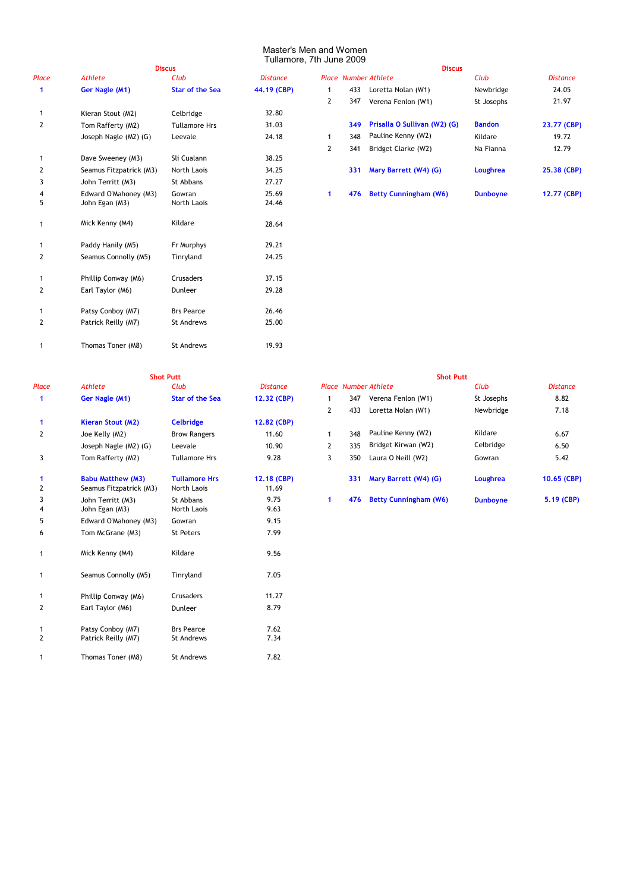# Master's Men and Women
## Tullamore, 7th June 2009

### Discus

| Place | Athlete | Club | Distance |
|---|---|---|---|
| **1** | **Ger Nagle (M1)** | **Star of the Sea** | **44.19 (CBP)** |
| 1 | Kieran Stout (M2) | Celbridge | 32.80 |
| 2 | Tom Rafferty (M2) | Tullamore Hrs | 31.03 |
| | Joseph Nagle (M2) (G) | Leevale | 24.18 |
| 1 | Dave Sweeney (M3) | Sli Cualann | 38.25 |
| 2 | Seamus Fitzpatrick (M3) | North Laois | 34.25 |
| 3 | John Territt (M3) | St Abbans | 27.27 |
| 4 | Edward O'Mahoney (M3) | Gowran | 25.69 |
| 5 | John Egan (M3) | North Laois | 24.46 |
| 1 | Mick Kenny (M4) | Kildare | 28.64 |
| 1 | Paddy Hanily (M5) | Fr Murphys | 29.21 |
| 2 | Seamus Connolly (M5) | Tinryland | 24.25 |
| 1 | Phillip Conway (M6) | Crusaders | 37.15 |
| 2 | Earl Taylor (M6) | Dunleer | 29.28 |
| 1 | Patsy Conboy (M7) | Brs Pearce | 26.46 |
| 2 | Patrick Reilly (M7) | St Andrews | 25.00 |
| 1 | Thomas Toner (M8) | St Andrews | 19.93 |

### Discus

| Place | Number | Athlete | Club | Distance |
|---|---|---|---|---|
| 1 | 433 | Loretta Nolan (W1) | Newbridge | 24.05 |
| 2 | 347 | Verena Fenlon (W1) | St Josephs | 21.97 |
| | **349** | **Prisalla O Sullivan (W2) (G)** | **Bandon** | **23.77 (CBP)** |
| 1 | 348 | Pauline Kenny (W2) | Kildare | 19.72 |
| 2 | 341 | Bridget Clarke (W2) | Na Fianna | 12.79 |
| | **331** | **Mary Barrett (W4) (G)** | **Loughrea** | **25.38 (CBP)** |
| **1** | **476** | **Betty Cunningham (W6)** | **Dunboyne** | **12.77 (CBP)** |

### Shot Putt

| Place | Athlete | Club | Distance |
|---|---|---|---|
| **1** | **Ger Nagle (M1)** | **Star of the Sea** | **12.32 (CBP)** |
| **1** | **Kieran Stout (M2)** | **Celbridge** | **12.82 (CBP)** |
| 2 | Joe Kelly (M2) | Brow Rangers | 11.60 |
| | Joseph Nagle (M2) (G) | Leevale | 10.90 |
| 3 | Tom Rafferty (M2) | Tullamore Hrs | 9.28 |
| **1** | **Babu Matthew (M3)** | **Tullamore Hrs** | **12.18 (CBP)** |
| 2 | Seamus Fitzpatrick (M3) | North Laois | 11.69 |
| 3 | John Territt (M3) | St Abbans | 9.75 |
| 4 | John Egan (M3) | North Laois | 9.63 |
| 5 | Edward O'Mahoney (M3) | Gowran | 9.15 |
| 6 | Tom McGrane (M3) | St Peters | 7.99 |
| 1 | Mick Kenny (M4) | Kildare | 9.56 |
| 1 | Seamus Connolly (M5) | Tinryland | 7.05 |
| 1 | Phillip Conway (M6) | Crusaders | 11.27 |
| 2 | Earl Taylor (M6) | Dunleer | 8.79 |
| 1 | Patsy Conboy (M7) | Brs Pearce | 7.62 |
| 2 | Patrick Reilly (M7) | St Andrews | 7.34 |
| 1 | Thomas Toner (M8) | St Andrews | 7.82 |

### Shot Putt

| Place | Number | Athlete | Club | Distance |
|---|---|---|---|---|
| 1 | 347 | Verena Fenlon (W1) | St Josephs | 8.82 |
| 2 | 433 | Loretta Nolan (W1) | Newbridge | 7.18 |
| 1 | 348 | Pauline Kenny (W2) | Kildare | 6.67 |
| 2 | 335 | Bridget Kirwan (W2) | Celbridge | 6.50 |
| 3 | 350 | Laura O Neill (W2) | Gowran | 5.42 |
| | **331** | **Mary Barrett (W4) (G)** | **Loughrea** | **10.65 (CBP)** |
| **1** | **476** | **Betty Cunningham (W6)** | **Dunboyne** | **5.19 (CBP)** |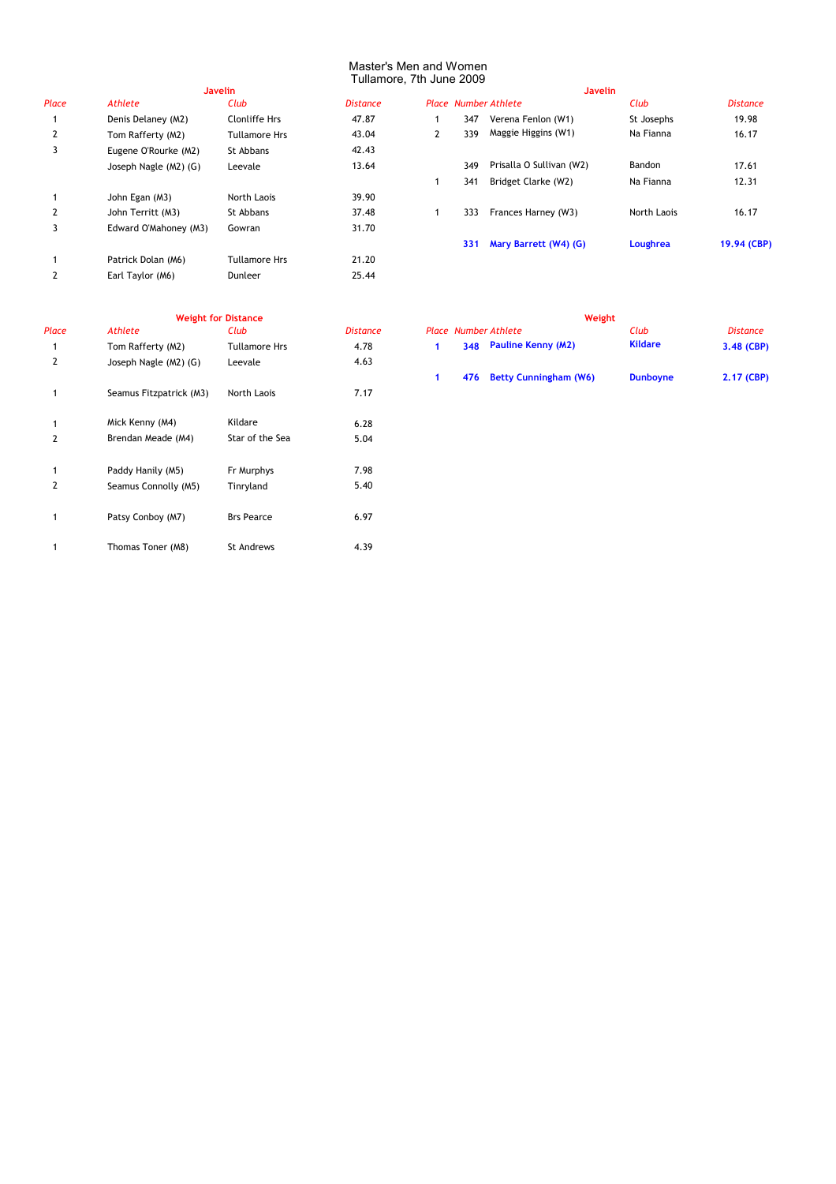# Master's Men and Women
## Tullamore, 7th June 2009

### Javelin

| Place | Athlete | Club | Distance |
|---|---|---|---|
| 1 | Denis Delaney (M2) | Clonliffe Hrs | 47.87 |
| 2 | Tom Rafferty (M2) | Tullamore Hrs | 43.04 |
| 3 | Eugene O'Rourke (M2) | St Abbans | 42.43 |
| | Joseph Nagle (M2) (G) | Leevale | 13.64 |
| 1 | John Egan (M3) | North Laois | 39.90 |
| 2 | John Territt (M3) | St Abbans | 37.48 |
| 3 | Edward O'Mahoney (M3) | Gowran | 31.70 |
| 1 | Patrick Dolan (M6) | Tullamore Hrs | 21.20 |
| 2 | Earl Taylor (M6) | Dunleer | 25.44 |

### Javelin

| Place | Number | Athlete | Club | Distance |
|---|---|---|---|---|
| 1 | 347 | Verena Fenlon (W1) | St Josephs | 19.98 |
| 2 | 339 | Maggie Higgins (W1) | Na Fianna | 16.17 |
| | 349 | Prisalla O Sullivan (W2) | Bandon | 17.61 |
| 1 | 341 | Bridget Clarke (W2) | Na Fianna | 12.31 |
| 1 | 333 | Frances Harney (W3) | North Laois | 16.17 |
| | **331** | **Mary Barrett (W4) (G)** | **Loughrea** | **19.94 (CBP)** |

### Weight for Distance

| Place | Athlete | Club | Distance |
|---|---|---|---|
| 1 | Tom Rafferty (M2) | Tullamore Hrs | 4.78 |
| 2 | Joseph Nagle (M2) (G) | Leevale | 4.63 |
| 1 | Seamus Fitzpatrick (M3) | North Laois | 7.17 |
| 1 | Mick Kenny (M4) | Kildare | 6.28 |
| 2 | Brendan Meade (M4) | Star of the Sea | 5.04 |
| 1 | Paddy Hanily (M5) | Fr Murphys | 7.98 |
| 2 | Seamus Connolly (M5) | Tinryland | 5.40 |
| 1 | Patsy Conboy (M7) | Brs Pearce | 6.97 |
| 1 | Thomas Toner (M8) | St Andrews | 4.39 |

### Weight

| Place | Number | Athlete | Club | Distance |
|---|---|---|---|---|
| **1** | **348** | **Pauline Kenny (M2)** | **Kildare** | **3.48 (CBP)** |
| **1** | **476** | **Betty Cunningham (W6)** | **Dunboyne** | **2.17 (CBP)** |